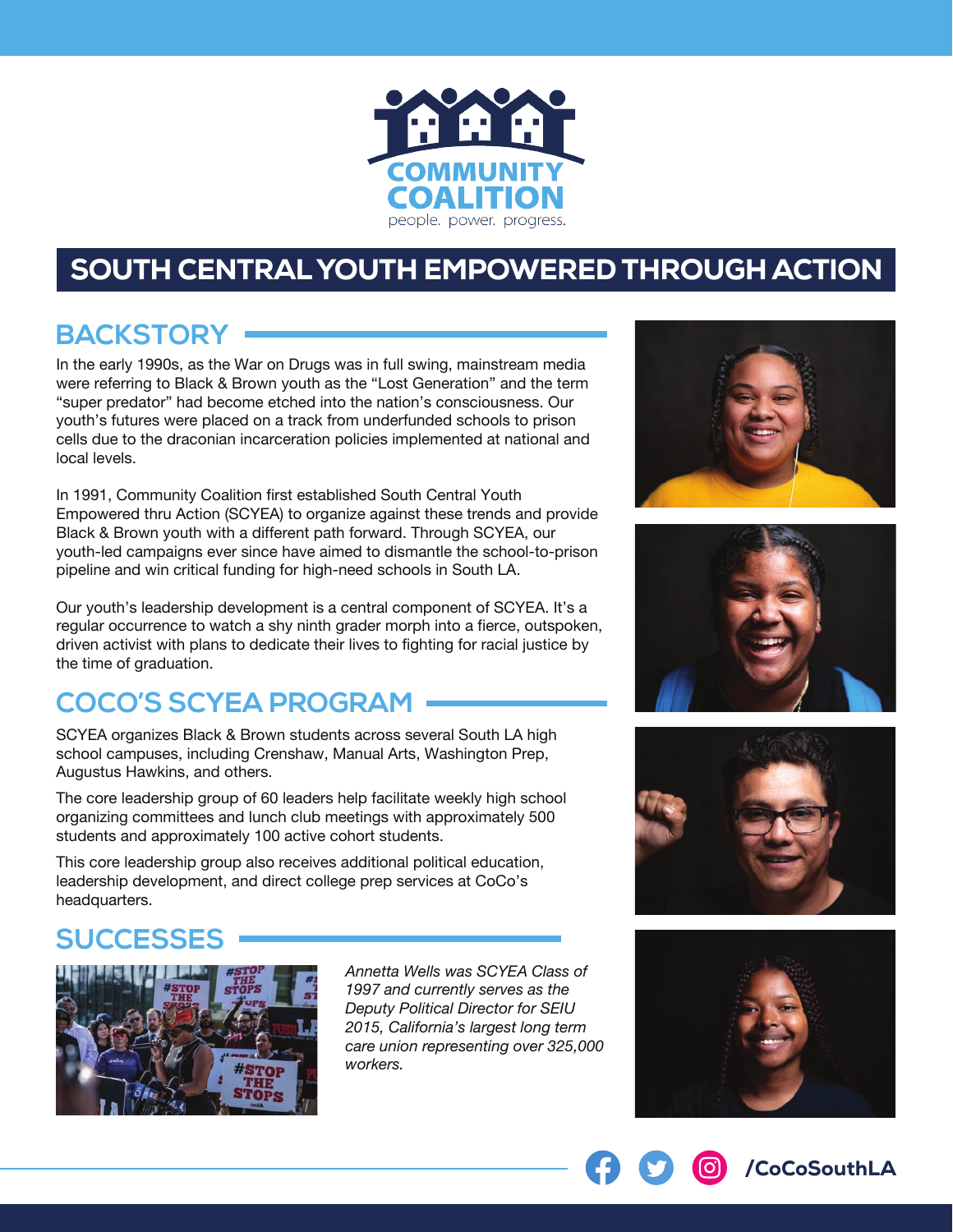COMMUNITY COALITION

people. power. progress.

# SOUTH CENTRAL YOUTH EMPOWERED THROUGH ACTION

## BACKSTORY

In the early 1990s, as the War on Drugs was in full swing, mainstream media were referring to Black & Brown youth as the "Lost Generation" and the term "super predator" had become etched into the nation's consciousness. Our youth's futures were placed on a track from underfunded schools to prison cells due to the draconian incarceration policies implemented at national and local levels.

In 1991, Community Coalition first established South Central Youth Empowered thru Action (SCYEA) to organize against these trends and provide Black & Brown youth with a different path forward. Through SCYEA, our youth-led campaigns ever since have aimed to dismantle the school-to-prison pipeline and win critical funding for high-need schools in South LA.

Our youth's leadership development is a central component of SCYEA. It's a regular occurrence to watch a shy ninth grader morph into a fierce, outspoken, driven activist with plans to dedicate their lives to fighting for racial justice by the time of graduation.

## COCO'S SCYEA PROGRAM

SCYEA organizes Black & Brown students across several South LA high school campuses, including Crenshaw, Manual Arts, Washington Prep, Augustus Hawkins, and others.

The core leadership group of 60 leaders help facilitate weekly high school organizing committees and lunch club meetings with approximately 500 students and approximately 100 active cohort students.

This core leadership group also receives additional political education, leadership development, and direct college prep services at CoCo's headquarters.

## SUCCESSES

*Annetta Wells was SCYEA Class of 1997 and currently serves as the Deputy Political Director for SEIU 2015, California's largest long term care union representing over 325,000 workers.*

/CoCoSouthLA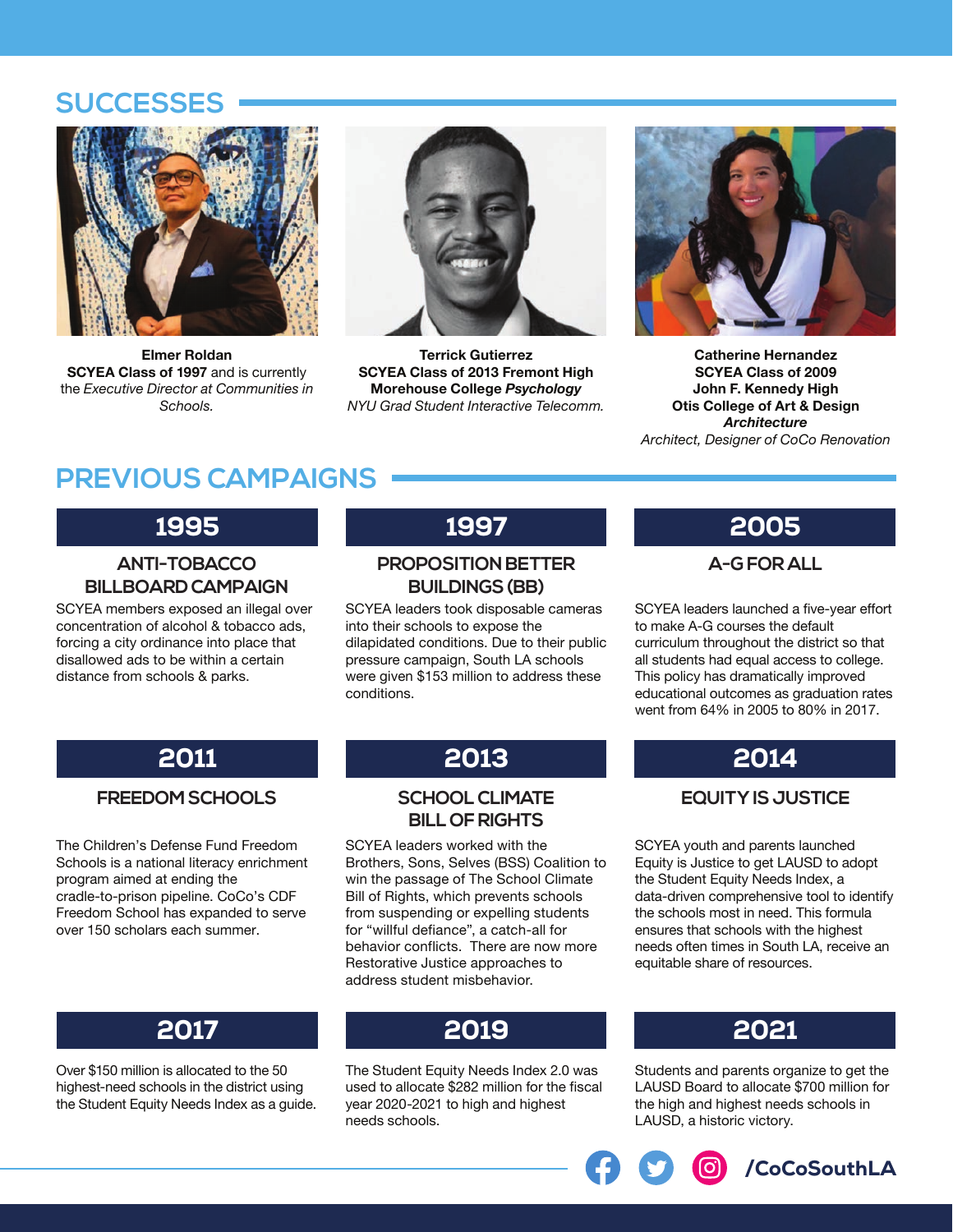## SUCCESSES

**Elmer Roldan**
**SCYEA Class of 1997** and is currently the *Executive Director at Communities in Schools.*

**Terrick Gutierrez**
**SCYEA Class of 2013 Fremont High**
**Morehouse College *Psychology***
*NYU Grad Student Interactive Telecomm.*

**Catherine Hernandez**
**SCYEA Class of 2009**
**John F. Kennedy High**
**Otis College of Art & Design**
***Architecture***
*Architect, Designer of CoCo Renovation*

## PREVIOUS CAMPAIGNS

### 1995

#### ANTI-TOBACCO BILLBOARD CAMPAIGN

SCYEA members exposed an illegal over concentration of alcohol & tobacco ads, forcing a city ordinance into place that disallowed ads to be within a certain distance from schools & parks.

### 1997

#### PROPOSITION BETTER BUILDINGS (BB)

SCYEA leaders took disposable cameras into their schools to expose the dilapidated conditions. Due to their public pressure campaign, South LA schools were given $153 million to address these conditions.

### 2005

#### A-G FOR ALL

SCYEA leaders launched a five-year effort to make A-G courses the default curriculum throughout the district so that all students had equal access to college. This policy has dramatically improved educational outcomes as graduation rates went from 64% in 2005 to 80% in 2017.

### 2011

#### FREEDOM SCHOOLS

The Children's Defense Fund Freedom Schools is a national literacy enrichment program aimed at ending the cradle-to-prison pipeline. CoCo's CDF Freedom School has expanded to serve over 150 scholars each summer.

### 2013

#### SCHOOL CLIMATE BILL OF RIGHTS

SCYEA leaders worked with the Brothers, Sons, Selves (BSS) Coalition to win the passage of The School Climate Bill of Rights, which prevents schools from suspending or expelling students for "willful defiance", a catch-all for behavior conflicts. There are now more Restorative Justice approaches to address student misbehavior.

### 2014

#### EQUITY IS JUSTICE

SCYEA youth and parents launched Equity is Justice to get LAUSD to adopt the Student Equity Needs Index, a data-driven comprehensive tool to identify the schools most in need. This formula ensures that schools with the highest needs often times in South LA, receive an equitable share of resources.

### 2017

Over $150 million is allocated to the 50 highest-need schools in the district using the Student Equity Needs Index as a guide.

### 2019

The Student Equity Needs Index 2.0 was used to allocate $282 million for the fiscal year 2020-2021 to high and highest needs schools.

### 2021

Students and parents organize to get the LAUSD Board to allocate $700 million for the high and highest needs schools in LAUSD, a historic victory.

/CoCoSouthLA